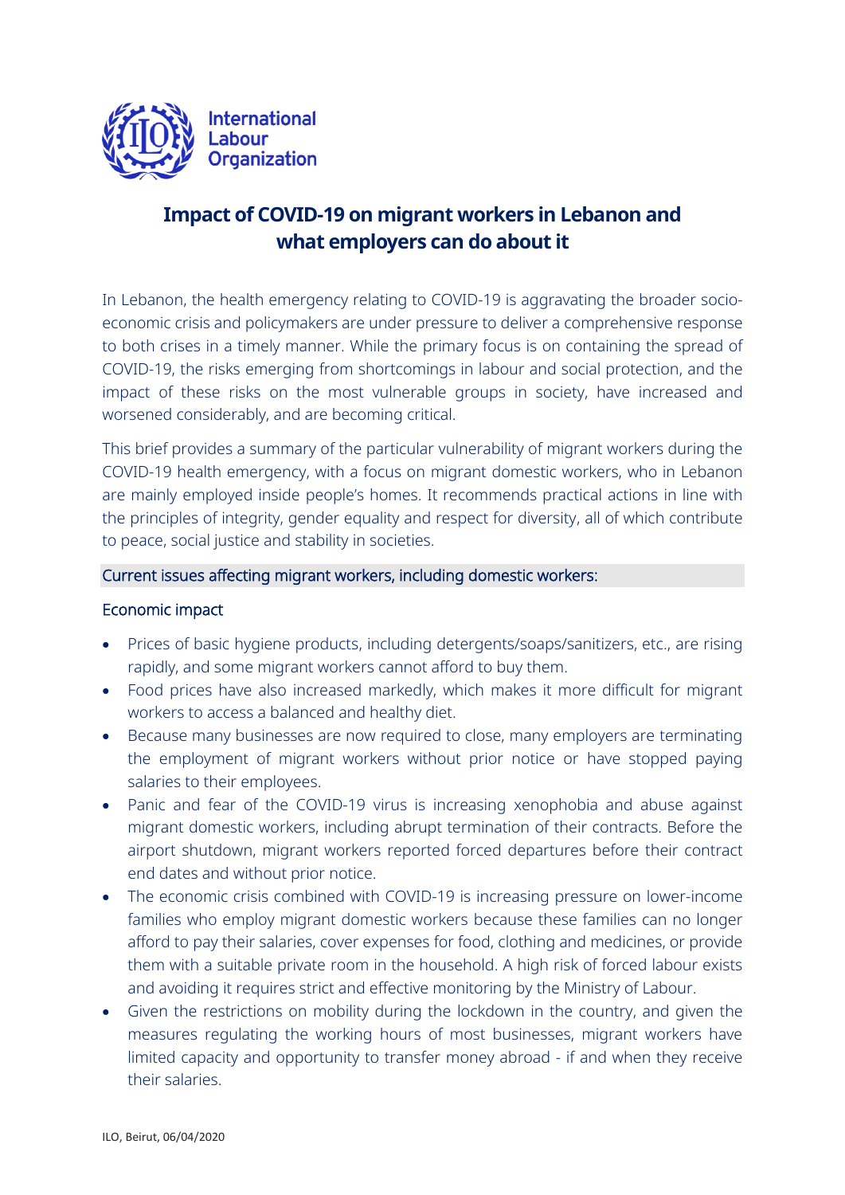International Labour Organization

# Impact of COVID-19 on migrant workers in Lebanon and what employers can do about it

In Lebanon, the health emergency relating to COVID-19 is aggravating the broader socio-economic crisis and policymakers are under pressure to deliver a comprehensive response to both crises in a timely manner. While the primary focus is on containing the spread of COVID-19, the risks emerging from shortcomings in labour and social protection, and the impact of these risks on the most vulnerable groups in society, have increased and worsened considerably, and are becoming critical.

This brief provides a summary of the particular vulnerability of migrant workers during the COVID-19 health emergency, with a focus on migrant domestic workers, who in Lebanon are mainly employed inside people's homes. It recommends practical actions in line with the principles of integrity, gender equality and respect for diversity, all of which contribute to peace, social justice and stability in societies.

## Current issues affecting migrant workers, including domestic workers:

### Economic impact

- Prices of basic hygiene products, including detergents/soaps/sanitizers, etc., are rising rapidly, and some migrant workers cannot afford to buy them.
- Food prices have also increased markedly, which makes it more difficult for migrant workers to access a balanced and healthy diet.
- Because many businesses are now required to close, many employers are terminating the employment of migrant workers without prior notice or have stopped paying salaries to their employees.
- Panic and fear of the COVID-19 virus is increasing xenophobia and abuse against migrant domestic workers, including abrupt termination of their contracts. Before the airport shutdown, migrant workers reported forced departures before their contract end dates and without prior notice.
- The economic crisis combined with COVID-19 is increasing pressure on lower-income families who employ migrant domestic workers because these families can no longer afford to pay their salaries, cover expenses for food, clothing and medicines, or provide them with a suitable private room in the household. A high risk of forced labour exists and avoiding it requires strict and effective monitoring by the Ministry of Labour.
- Given the restrictions on mobility during the lockdown in the country, and given the measures regulating the working hours of most businesses, migrant workers have limited capacity and opportunity to transfer money abroad - if and when they receive their salaries.

ILO, Beirut, 06/04/2020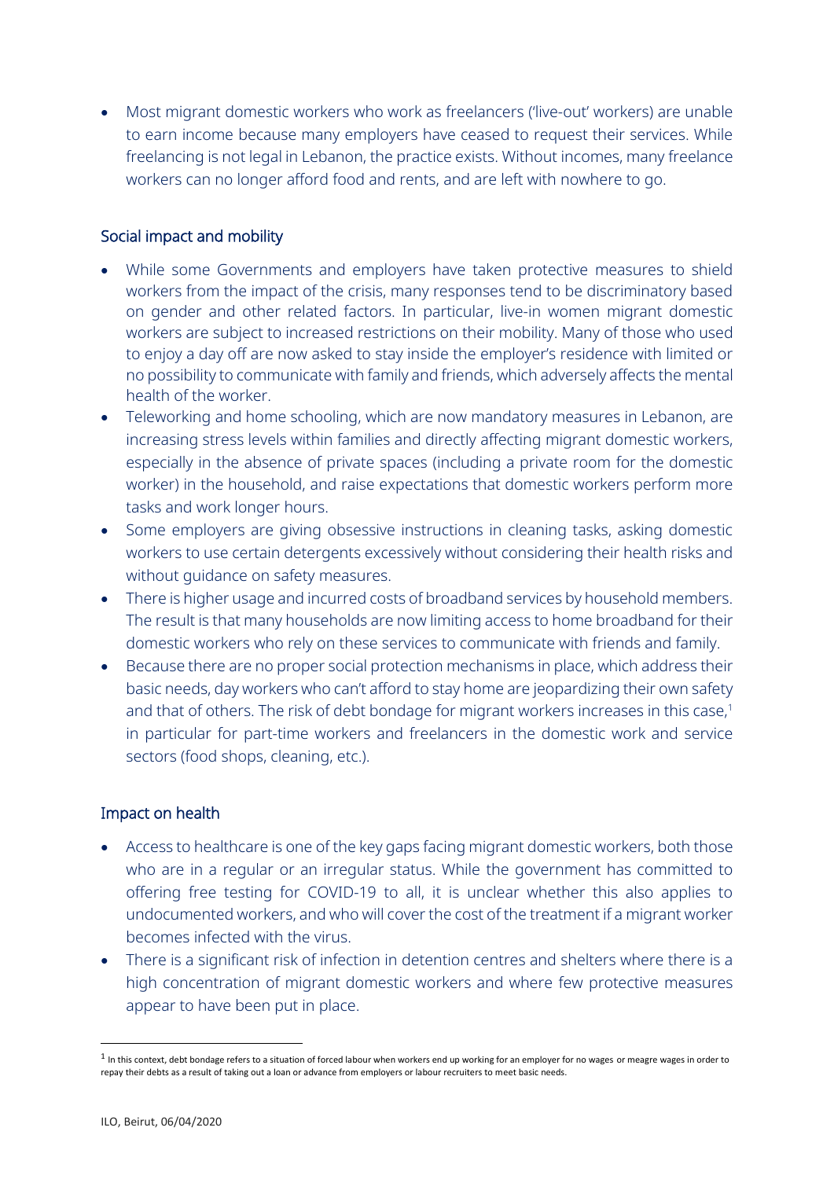- Most migrant domestic workers who work as freelancers ('live-out' workers) are unable to earn income because many employers have ceased to request their services. While freelancing is not legal in Lebanon, the practice exists. Without incomes, many freelance workers can no longer afford food and rents, and are left with nowhere to go.

## Social impact and mobility

- While some Governments and employers have taken protective measures to shield workers from the impact of the crisis, many responses tend to be discriminatory based on gender and other related factors. In particular, live-in women migrant domestic workers are subject to increased restrictions on their mobility. Many of those who used to enjoy a day off are now asked to stay inside the employer's residence with limited or no possibility to communicate with family and friends, which adversely affects the mental health of the worker.
- Teleworking and home schooling, which are now mandatory measures in Lebanon, are increasing stress levels within families and directly affecting migrant domestic workers, especially in the absence of private spaces (including a private room for the domestic worker) in the household, and raise expectations that domestic workers perform more tasks and work longer hours.
- Some employers are giving obsessive instructions in cleaning tasks, asking domestic workers to use certain detergents excessively without considering their health risks and without guidance on safety measures.
- There is higher usage and incurred costs of broadband services by household members. The result is that many households are now limiting access to home broadband for their domestic workers who rely on these services to communicate with friends and family.
- Because there are no proper social protection mechanisms in place, which address their basic needs, day workers who can't afford to stay home are jeopardizing their own safety and that of others. The risk of debt bondage for migrant workers increases in this case,[1] in particular for part-time workers and freelancers in the domestic work and service sectors (food shops, cleaning, etc.).

## Impact on health

- Access to healthcare is one of the key gaps facing migrant domestic workers, both those who are in a regular or an irregular status. While the government has committed to offering free testing for COVID-19 to all, it is unclear whether this also applies to undocumented workers, and who will cover the cost of the treatment if a migrant worker becomes infected with the virus.
- There is a significant risk of infection in detention centres and shelters where there is a high concentration of migrant domestic workers and where few protective measures appear to have been put in place.

[1] In this context, debt bondage refers to a situation of forced labour when workers end up working for an employer for no wages or meagre wages in order to repay their debts as a result of taking out a loan or advance from employers or labour recruiters to meet basic needs.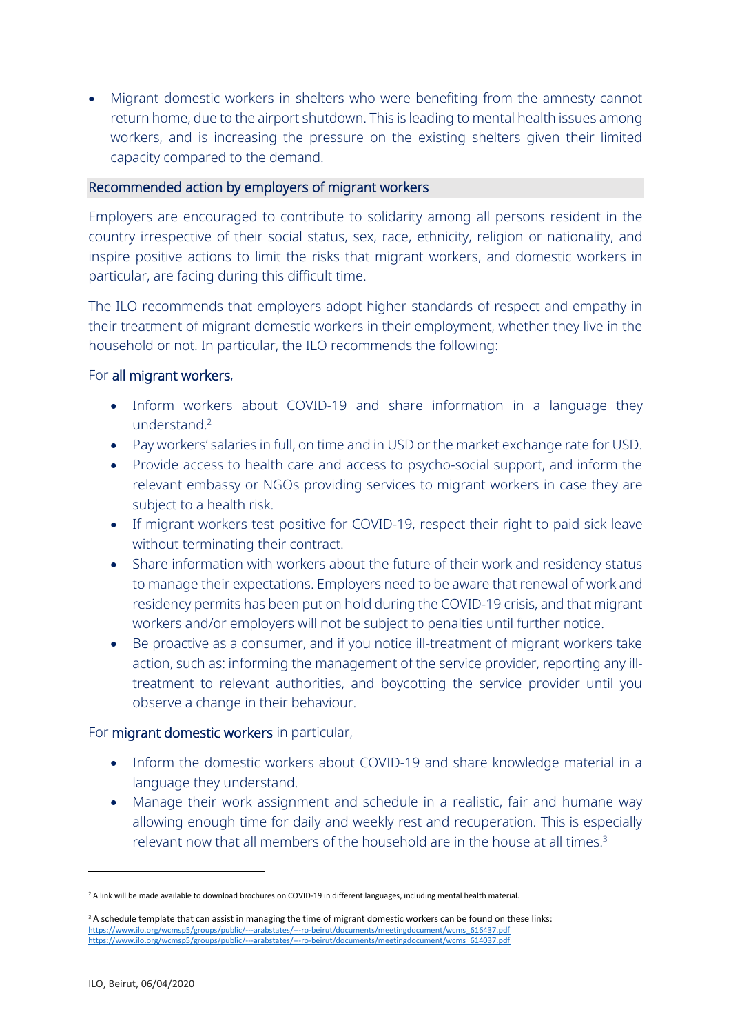- Migrant domestic workers in shelters who were benefiting from the amnesty cannot return home, due to the airport shutdown. This is leading to mental health issues among workers, and is increasing the pressure on the existing shelters given their limited capacity compared to the demand.

## Recommended action by employers of migrant workers

Employers are encouraged to contribute to solidarity among all persons resident in the country irrespective of their social status, sex, race, ethnicity, religion or nationality, and inspire positive actions to limit the risks that migrant workers, and domestic workers in particular, are facing during this difficult time.

The ILO recommends that employers adopt higher standards of respect and empathy in their treatment of migrant domestic workers in their employment, whether they live in the household or not. In particular, the ILO recommends the following:

For **all migrant workers**,

- Inform workers about COVID-19 and share information in a language they understand.[2]
- Pay workers' salaries in full, on time and in USD or the market exchange rate for USD.
- Provide access to health care and access to psycho-social support, and inform the relevant embassy or NGOs providing services to migrant workers in case they are subject to a health risk.
- If migrant workers test positive for COVID-19, respect their right to paid sick leave without terminating their contract.
- Share information with workers about the future of their work and residency status to manage their expectations. Employers need to be aware that renewal of work and residency permits has been put on hold during the COVID-19 crisis, and that migrant workers and/or employers will not be subject to penalties until further notice.
- Be proactive as a consumer, and if you notice ill-treatment of migrant workers take action, such as: informing the management of the service provider, reporting any ill-treatment to relevant authorities, and boycotting the service provider until you observe a change in their behaviour.

For **migrant domestic workers** in particular,

- Inform the domestic workers about COVID-19 and share knowledge material in a language they understand.
- Manage their work assignment and schedule in a realistic, fair and humane way allowing enough time for daily and weekly rest and recuperation. This is especially relevant now that all members of the household are in the house at all times.[3]

---

[2] A link will be made available to download brochures on COVID-19 in different languages, including mental health material.

[3] A schedule template that can assist in managing the time of migrant domestic workers can be found on these links:
https://www.ilo.org/wcmsp5/groups/public/---arabstates/---ro-beirut/documents/meetingdocument/wcms_616437.pdf
https://www.ilo.org/wcmsp5/groups/public/---arabstates/---ro-beirut/documents/meetingdocument/wcms_614037.pdf

ILO, Beirut, 06/04/2020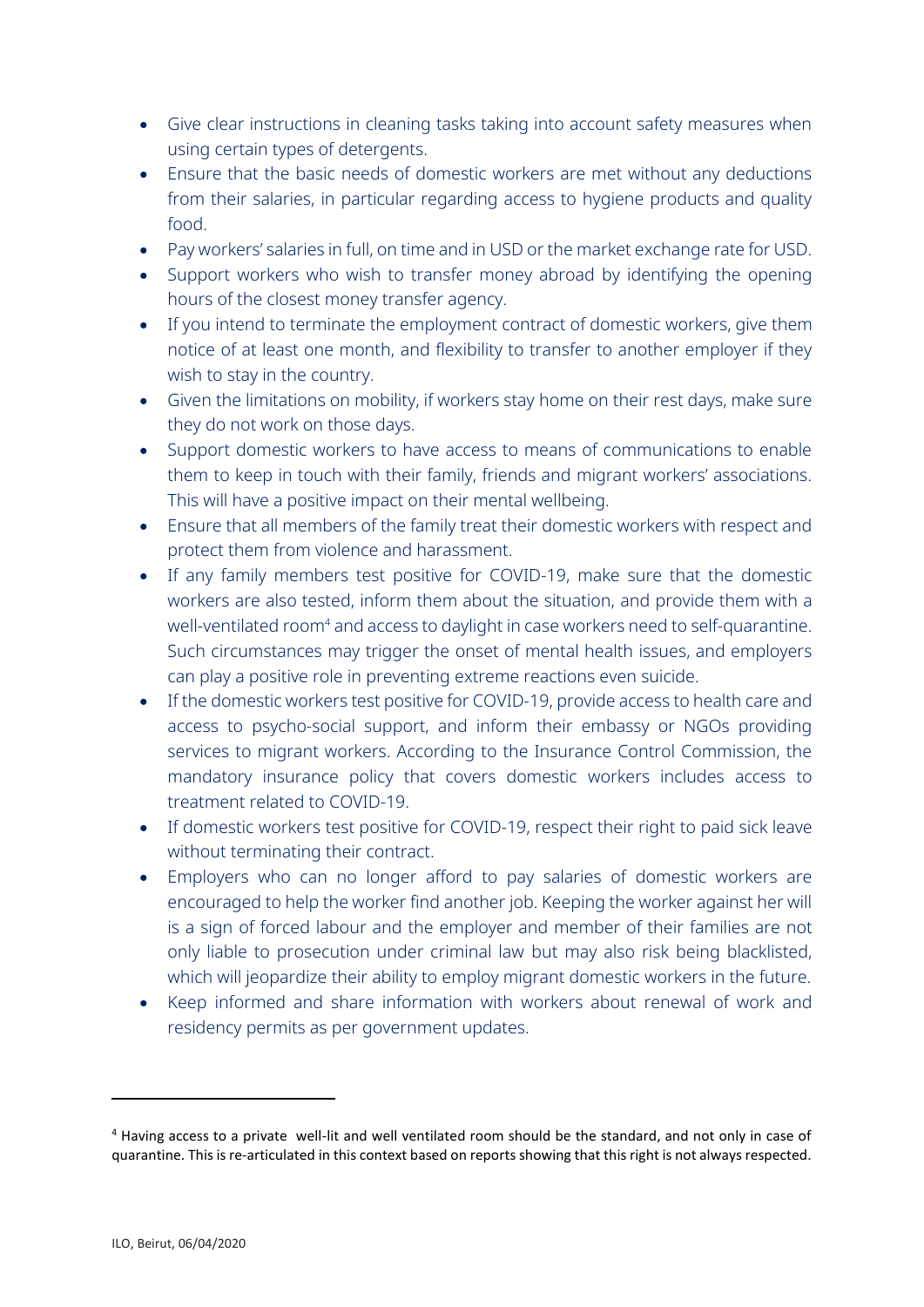- Give clear instructions in cleaning tasks taking into account safety measures when using certain types of detergents.
- Ensure that the basic needs of domestic workers are met without any deductions from their salaries, in particular regarding access to hygiene products and quality food.
- Pay workers' salaries in full, on time and in USD or the market exchange rate for USD.
- Support workers who wish to transfer money abroad by identifying the opening hours of the closest money transfer agency.
- If you intend to terminate the employment contract of domestic workers, give them notice of at least one month, and flexibility to transfer to another employer if they wish to stay in the country.
- Given the limitations on mobility, if workers stay home on their rest days, make sure they do not work on those days.
- Support domestic workers to have access to means of communications to enable them to keep in touch with their family, friends and migrant workers' associations. This will have a positive impact on their mental wellbeing.
- Ensure that all members of the family treat their domestic workers with respect and protect them from violence and harassment.
- If any family members test positive for COVID-19, make sure that the domestic workers are also tested, inform them about the situation, and provide them with a well-ventilated room[4] and access to daylight in case workers need to self-quarantine. Such circumstances may trigger the onset of mental health issues, and employers can play a positive role in preventing extreme reactions even suicide.
- If the domestic workers test positive for COVID-19, provide access to health care and access to psycho-social support, and inform their embassy or NGOs providing services to migrant workers. According to the Insurance Control Commission, the mandatory insurance policy that covers domestic workers includes access to treatment related to COVID-19.
- If domestic workers test positive for COVID-19, respect their right to paid sick leave without terminating their contract.
- Employers who can no longer afford to pay salaries of domestic workers are encouraged to help the worker find another job. Keeping the worker against her will is a sign of forced labour and the employer and member of their families are not only liable to prosecution under criminal law but may also risk being blacklisted, which will jeopardize their ability to employ migrant domestic workers in the future.
- Keep informed and share information with workers about renewal of work and residency permits as per government updates.

---

[4] Having access to a private well-lit and well ventilated room should be the standard, and not only in case of quarantine. This is re-articulated in this context based on reports showing that this right is not always respected.

ILO, Beirut, 06/04/2020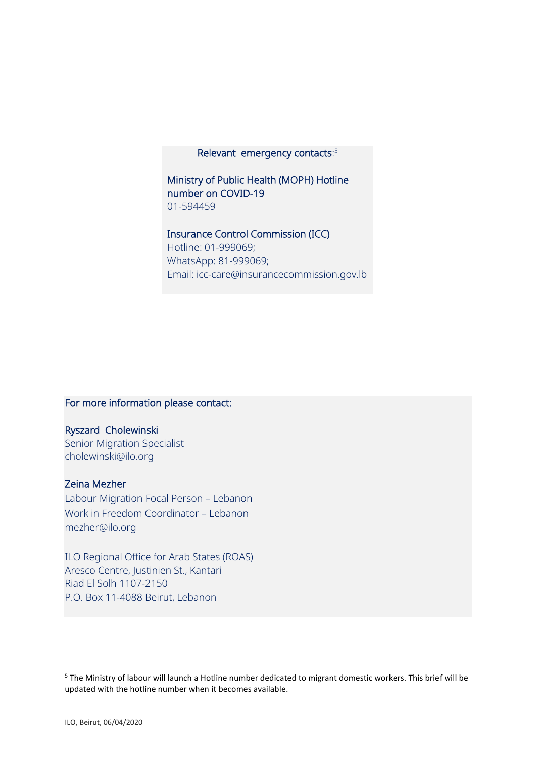**Relevant emergency contacts:**[5]

**Ministry of Public Health (MOPH) Hotline number on COVID-19**
01-594459

**Insurance Control Commission (ICC)**
Hotline: 01-999069;
WhatsApp: 81-999069;
Email: icc-care@insurancecommission.gov.lb

**For more information please contact:**

**Ryszard Cholewinski**
Senior Migration Specialist
cholewinski@ilo.org

**Zeina Mezher**
Labour Migration Focal Person – Lebanon
Work in Freedom Coordinator – Lebanon
mezher@ilo.org

ILO Regional Office for Arab States (ROAS)
Aresco Centre, Justinien St., Kantari
Riad El Solh 1107-2150
P.O. Box 11-4088 Beirut, Lebanon

[5] The Ministry of labour will launch a Hotline number dedicated to migrant domestic workers. This brief will be updated with the hotline number when it becomes available.

ILO, Beirut, 06/04/2020